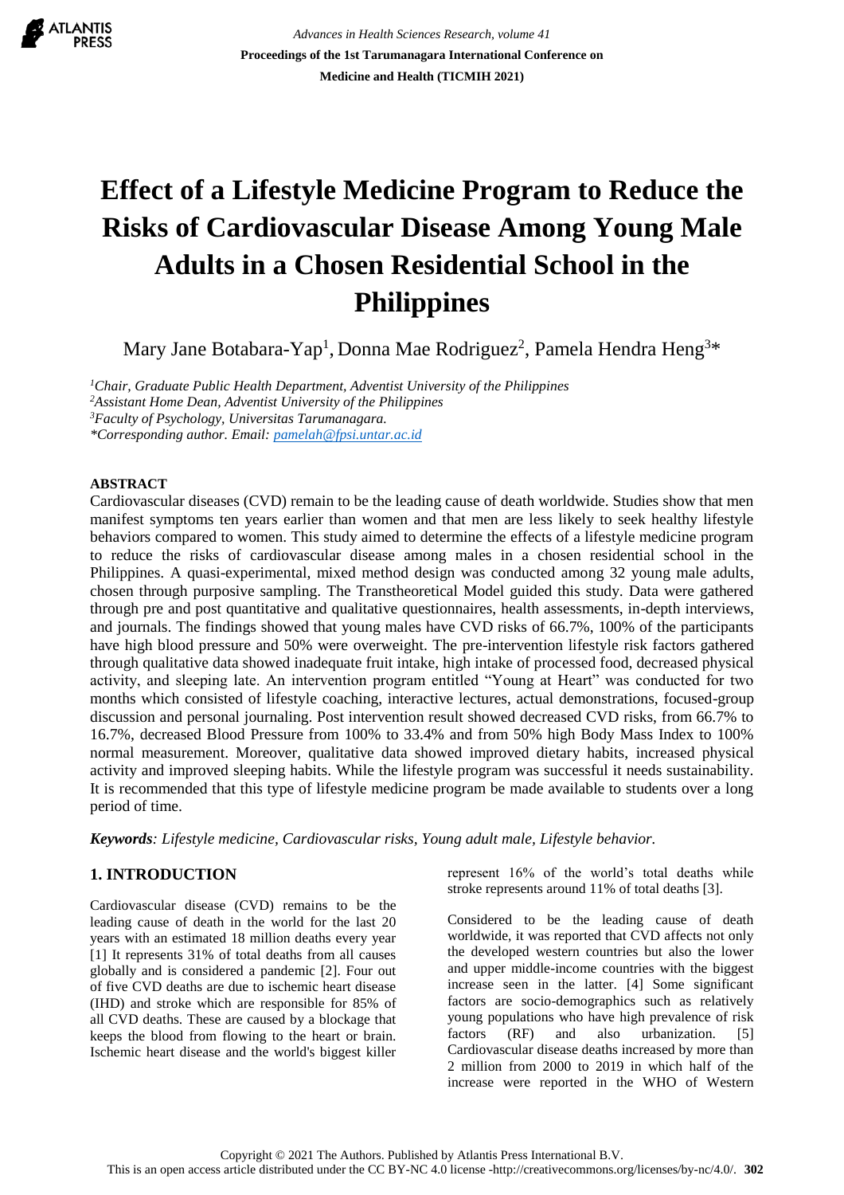# Effect of a Lifestyle Medicine Program to Reduce the Risks of Cardiovascular Disease Among Young Male Adults in a Chosen Residential School in the Philippines

Mary Jane Botabara-Yap[1], Donna Mae Rodriguez[2], Pamela Hendra Heng[3]*

*[1]Chair, Graduate Public Health Department, Adventist University of the Philippines*
*[2]Assistant Home Dean, Adventist University of the Philippines*
*[3]Faculty of Psychology, Universitas Tarumanagara.*
*\*Corresponding author. Email: pamelah@fpsi.untar.ac.id*

**ABSTRACT**

Cardiovascular diseases (CVD) remain to be the leading cause of death worldwide. Studies show that men manifest symptoms ten years earlier than women and that men are less likely to seek healthy lifestyle behaviors compared to women. This study aimed to determine the effects of a lifestyle medicine program to reduce the risks of cardiovascular disease among males in a chosen residential school in the Philippines. A quasi-experimental, mixed method design was conducted among 32 young male adults, chosen through purposive sampling. The Transtheoretical Model guided this study. Data were gathered through pre and post quantitative and qualitative questionnaires, health assessments, in-depth interviews, and journals. The findings showed that young males have CVD risks of 66.7%, 100% of the participants have high blood pressure and 50% were overweight. The pre-intervention lifestyle risk factors gathered through qualitative data showed inadequate fruit intake, high intake of processed food, decreased physical activity, and sleeping late. An intervention program entitled "Young at Heart" was conducted for two months which consisted of lifestyle coaching, interactive lectures, actual demonstrations, focused-group discussion and personal journaling. Post intervention result showed decreased CVD risks, from 66.7% to 16.7%, decreased Blood Pressure from 100% to 33.4% and from 50% high Body Mass Index to 100% normal measurement. Moreover, qualitative data showed improved dietary habits, increased physical activity and improved sleeping habits. While the lifestyle program was successful it needs sustainability. It is recommended that this type of lifestyle medicine program be made available to students over a long period of time.

***Keywords**: Lifestyle medicine, Cardiovascular risks, Young adult male, Lifestyle behavior.*

## 1. INTRODUCTION

Cardiovascular disease (CVD) remains to be the leading cause of death in the world for the last 20 years with an estimated 18 million deaths every year [1] It represents 31% of total deaths from all causes globally and is considered a pandemic [2]. Four out of five CVD deaths are due to ischemic heart disease (IHD) and stroke which are responsible for 85% of all CVD deaths. These are caused by a blockage that keeps the blood from flowing to the heart or brain. Ischemic heart disease and the world's biggest killer represent 16% of the world's total deaths while stroke represents around 11% of total deaths [3].

Considered to be the leading cause of death worldwide, it was reported that CVD affects not only the developed western countries but also the lower and upper middle-income countries with the biggest increase seen in the latter. [4] Some significant factors are socio-demographics such as relatively young populations who have high prevalence of risk factors (RF) and also urbanization. [5] Cardiovascular disease deaths increased by more than 2 million from 2000 to 2019 in which half of the increase were reported in the WHO of Western

Copyright © 2021 The Authors. Published by Atlantis Press International B.V.
This is an open access article distributed under the CC BY-NC 4.0 license -http://creativecommons.org/licenses/by-nc/4.0/.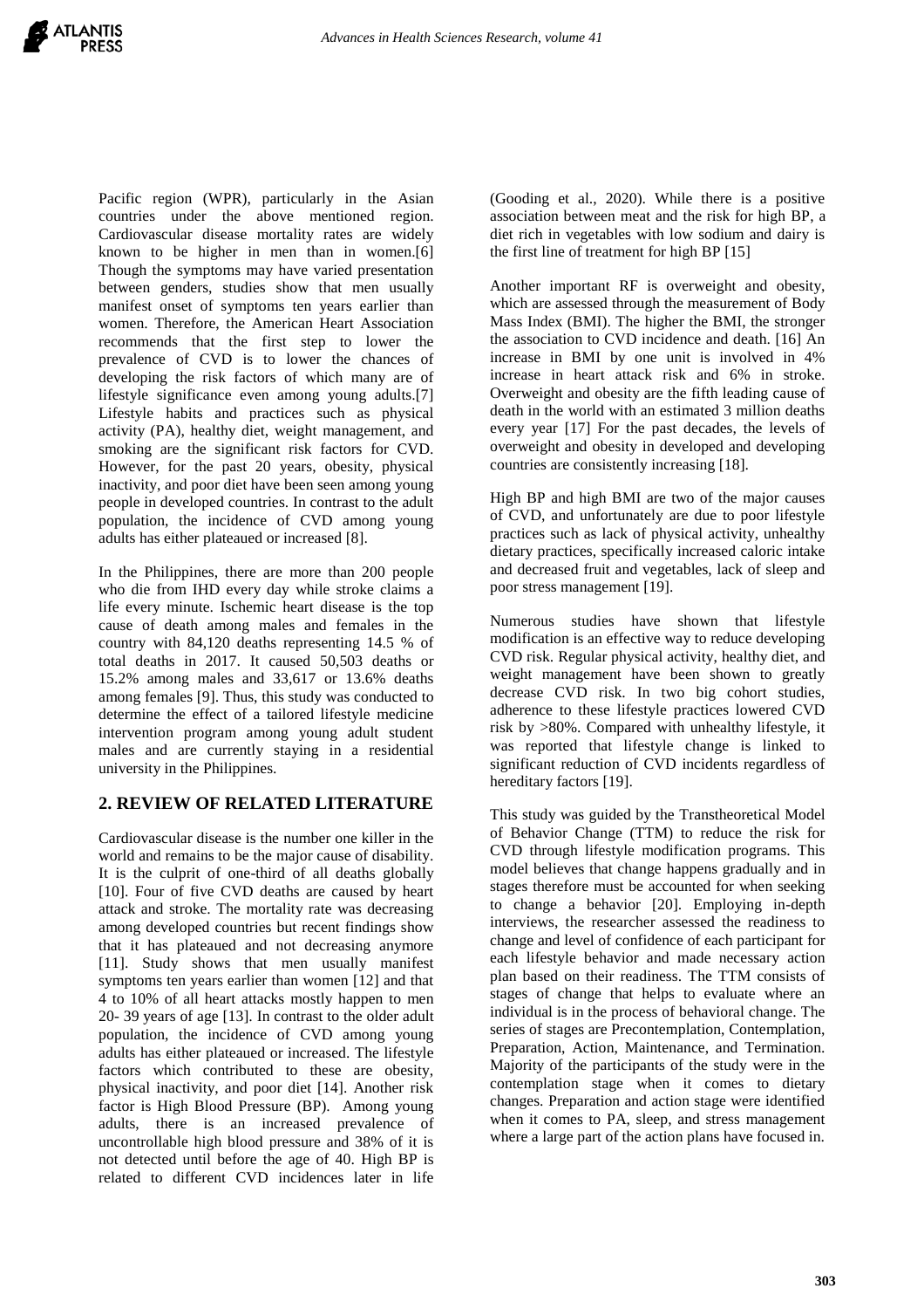Pacific region (WPR), particularly in the Asian countries under the above mentioned region. Cardiovascular disease mortality rates are widely known to be higher in men than in women.[6] Though the symptoms may have varied presentation between genders, studies show that men usually manifest onset of symptoms ten years earlier than women. Therefore, the American Heart Association recommends that the first step to lower the prevalence of CVD is to lower the chances of developing the risk factors of which many are of lifestyle significance even among young adults.[7] Lifestyle habits and practices such as physical activity (PA), healthy diet, weight management, and smoking are the significant risk factors for CVD. However, for the past 20 years, obesity, physical inactivity, and poor diet have been seen among young people in developed countries. In contrast to the adult population, the incidence of CVD among young adults has either plateaued or increased [8].

In the Philippines, there are more than 200 people who die from IHD every day while stroke claims a life every minute. Ischemic heart disease is the top cause of death among males and females in the country with 84,120 deaths representing 14.5 % of total deaths in 2017. It caused 50,503 deaths or 15.2% among males and 33,617 or 13.6% deaths among females [9]. Thus, this study was conducted to determine the effect of a tailored lifestyle medicine intervention program among young adult student males and are currently staying in a residential university in the Philippines.

## 2. REVIEW OF RELATED LITERATURE

Cardiovascular disease is the number one killer in the world and remains to be the major cause of disability. It is the culprit of one-third of all deaths globally [10]. Four of five CVD deaths are caused by heart attack and stroke. The mortality rate was decreasing among developed countries but recent findings show that it has plateaued and not decreasing anymore [11]. Study shows that men usually manifest symptoms ten years earlier than women [12] and that 4 to 10% of all heart attacks mostly happen to men 20- 39 years of age [13]. In contrast to the older adult population, the incidence of CVD among young adults has either plateaued or increased. The lifestyle factors which contributed to these are obesity, physical inactivity, and poor diet [14]. Another risk factor is High Blood Pressure (BP). Among young adults, there is an increased prevalence of uncontrollable high blood pressure and 38% of it is not detected until before the age of 40. High BP is related to different CVD incidences later in life (Gooding et al., 2020). While there is a positive association between meat and the risk for high BP, a diet rich in vegetables with low sodium and dairy is the first line of treatment for high BP [15]

Another important RF is overweight and obesity, which are assessed through the measurement of Body Mass Index (BMI). The higher the BMI, the stronger the association to CVD incidence and death. [16] An increase in BMI by one unit is involved in 4% increase in heart attack risk and 6% in stroke. Overweight and obesity are the fifth leading cause of death in the world with an estimated 3 million deaths every year [17] For the past decades, the levels of overweight and obesity in developed and developing countries are consistently increasing [18].

High BP and high BMI are two of the major causes of CVD, and unfortunately are due to poor lifestyle practices such as lack of physical activity, unhealthy dietary practices, specifically increased caloric intake and decreased fruit and vegetables, lack of sleep and poor stress management [19].

Numerous studies have shown that lifestyle modification is an effective way to reduce developing CVD risk. Regular physical activity, healthy diet, and weight management have been shown to greatly decrease CVD risk. In two big cohort studies, adherence to these lifestyle practices lowered CVD risk by >80%. Compared with unhealthy lifestyle, it was reported that lifestyle change is linked to significant reduction of CVD incidents regardless of hereditary factors [19].

This study was guided by the Transtheoretical Model of Behavior Change (TTM) to reduce the risk for CVD through lifestyle modification programs. This model believes that change happens gradually and in stages therefore must be accounted for when seeking to change a behavior [20]. Employing in-depth interviews, the researcher assessed the readiness to change and level of confidence of each participant for each lifestyle behavior and made necessary action plan based on their readiness. The TTM consists of stages of change that helps to evaluate where an individual is in the process of behavioral change. The series of stages are Precontemplation, Contemplation, Preparation, Action, Maintenance, and Termination. Majority of the participants of the study were in the contemplation stage when it comes to dietary changes. Preparation and action stage were identified when it comes to PA, sleep, and stress management where a large part of the action plans have focused in.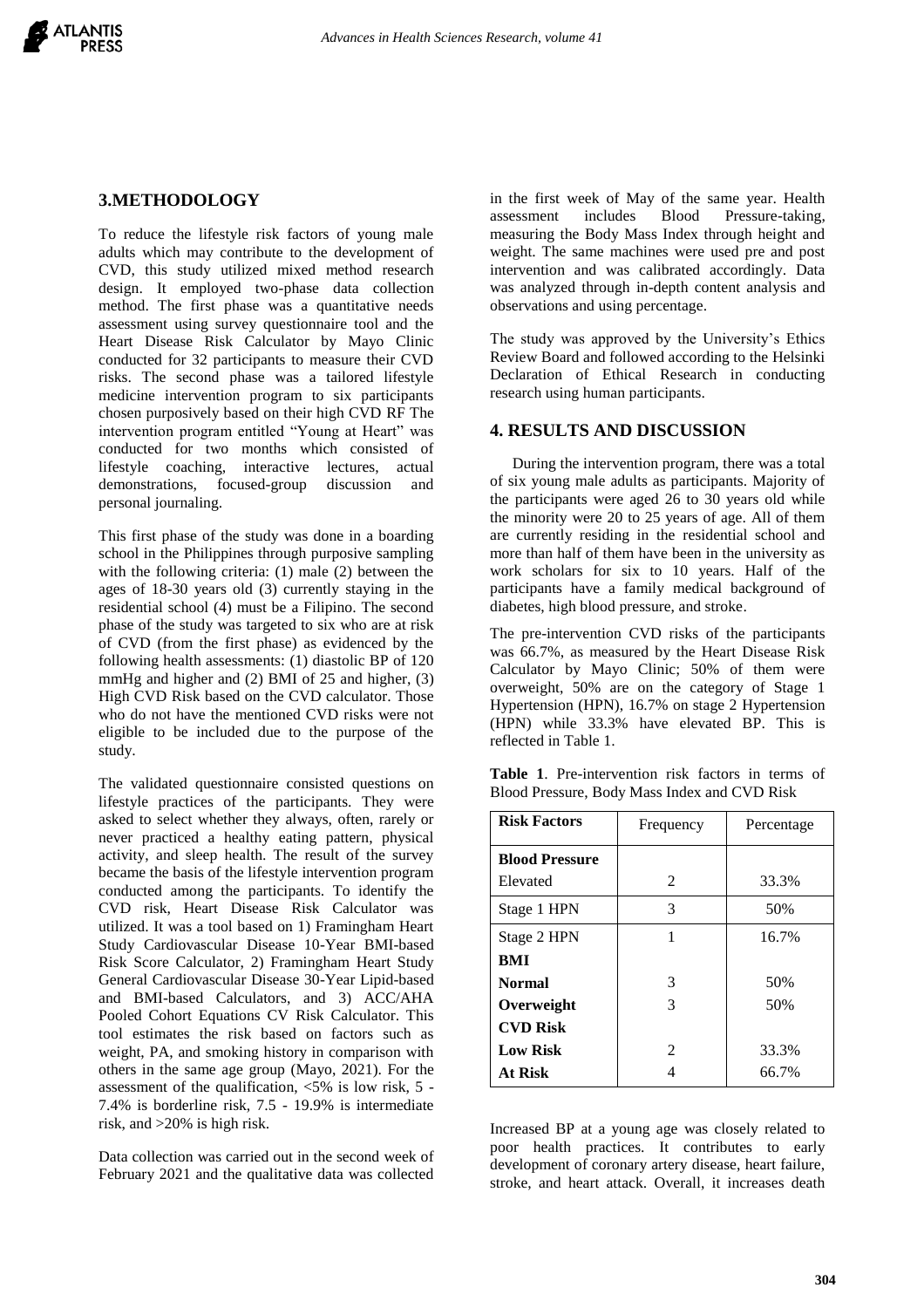## 3.METHODOLOGY

To reduce the lifestyle risk factors of young male adults which may contribute to the development of CVD, this study utilized mixed method research design. It employed two-phase data collection method. The first phase was a quantitative needs assessment using survey questionnaire tool and the Heart Disease Risk Calculator by Mayo Clinic conducted for 32 participants to measure their CVD risks. The second phase was a tailored lifestyle medicine intervention program to six participants chosen purposively based on their high CVD RF The intervention program entitled "Young at Heart" was conducted for two months which consisted of lifestyle coaching, interactive lectures, actual demonstrations, focused-group discussion and personal journaling.

This first phase of the study was done in a boarding school in the Philippines through purposive sampling with the following criteria: (1) male (2) between the ages of 18-30 years old (3) currently staying in the residential school (4) must be a Filipino. The second phase of the study was targeted to six who are at risk of CVD (from the first phase) as evidenced by the following health assessments: (1) diastolic BP of 120 mmHg and higher and (2) BMI of 25 and higher, (3) High CVD Risk based on the CVD calculator. Those who do not have the mentioned CVD risks were not eligible to be included due to the purpose of the study.

The validated questionnaire consisted questions on lifestyle practices of the participants. They were asked to select whether they always, often, rarely or never practiced a healthy eating pattern, physical activity, and sleep health. The result of the survey became the basis of the lifestyle intervention program conducted among the participants. To identify the CVD risk, Heart Disease Risk Calculator was utilized. It was a tool based on 1) Framingham Heart Study Cardiovascular Disease 10-Year BMI-based Risk Score Calculator, 2) Framingham Heart Study General Cardiovascular Disease 30-Year Lipid-based and BMI-based Calculators, and 3) ACC/AHA Pooled Cohort Equations CV Risk Calculator. This tool estimates the risk based on factors such as weight, PA, and smoking history in comparison with others in the same age group (Mayo, 2021). For the assessment of the qualification, <5% is low risk, 5 - 7.4% is borderline risk, 7.5 - 19.9% is intermediate risk, and >20% is high risk.

Data collection was carried out in the second week of February 2021 and the qualitative data was collected in the first week of May of the same year. Health assessment includes Blood Pressure-taking, measuring the Body Mass Index through height and weight. The same machines were used pre and post intervention and was calibrated accordingly. Data was analyzed through in-depth content analysis and observations and using percentage.

The study was approved by the University's Ethics Review Board and followed according to the Helsinki Declaration of Ethical Research in conducting research using human participants.

## 4. RESULTS AND DISCUSSION

During the intervention program, there was a total of six young male adults as participants. Majority of the participants were aged 26 to 30 years old while the minority were 20 to 25 years of age. All of them are currently residing in the residential school and more than half of them have been in the university as work scholars for six to 10 years. Half of the participants have a family medical background of diabetes, high blood pressure, and stroke.

The pre-intervention CVD risks of the participants was 66.7%, as measured by the Heart Disease Risk Calculator by Mayo Clinic; 50% of them were overweight, 50% are on the category of Stage 1 Hypertension (HPN), 16.7% on stage 2 Hypertension (HPN) while 33.3% have elevated BP. This is reflected in Table 1.

**Table 1**. Pre-intervention risk factors in terms of Blood Pressure, Body Mass Index and CVD Risk

| Risk Factors | Frequency | Percentage |
|---|---|---|
| **Blood Pressure** | | |
| Elevated | 2 | 33.3% |
| Stage 1 HPN | 3 | 50% |
| Stage 2 HPN | 1 | 16.7% |
| **BMI** | | |
| **Normal** | 3 | 50% |
| **Overweight** | 3 | 50% |
| **CVD Risk** | | |
| **Low Risk** | 2 | 33.3% |
| **At Risk** | 4 | 66.7% |

Increased BP at a young age was closely related to poor health practices. It contributes to early development of coronary artery disease, heart failure, stroke, and heart attack. Overall, it increases death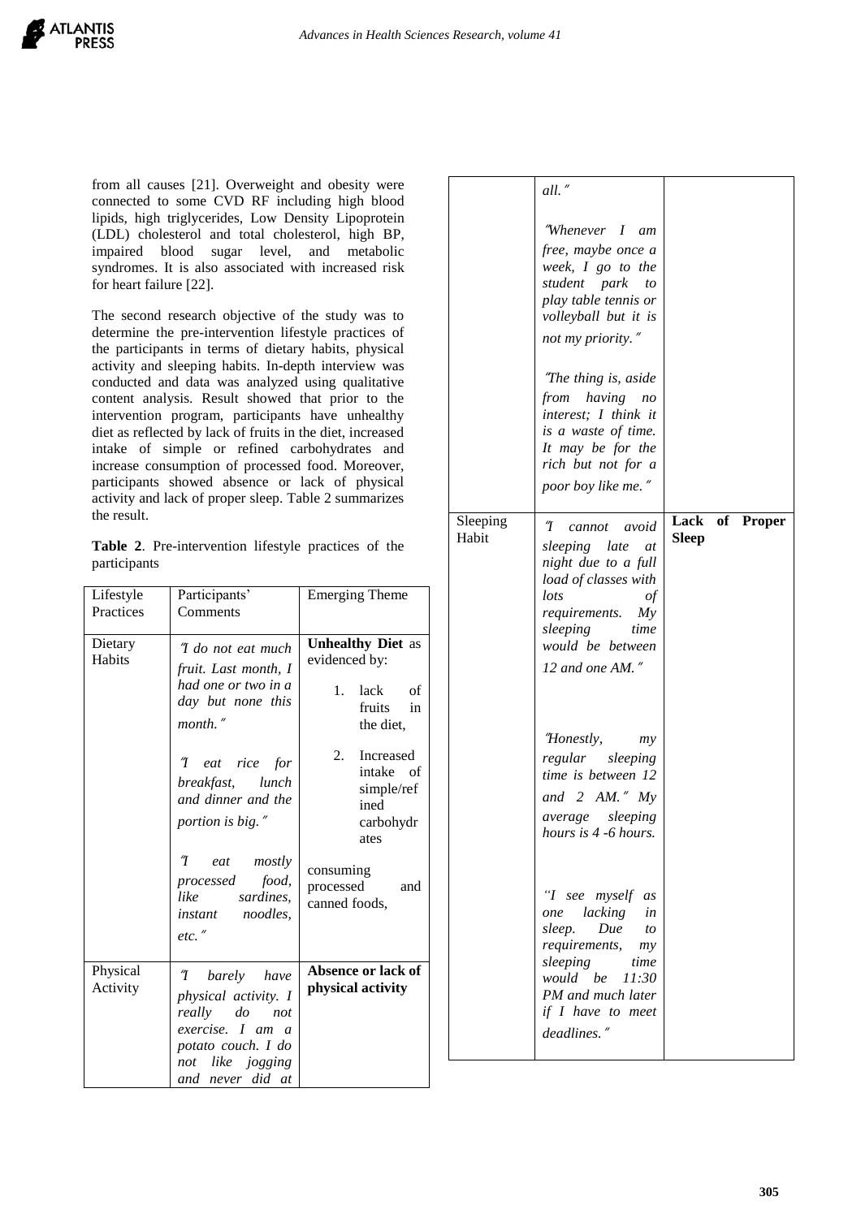from all causes [21]. Overweight and obesity were connected to some CVD RF including high blood lipids, high triglycerides, Low Density Lipoprotein (LDL) cholesterol and total cholesterol, high BP, impaired blood sugar level, and metabolic syndromes. It is also associated with increased risk for heart failure [22].

The second research objective of the study was to determine the pre-intervention lifestyle practices of the participants in terms of dietary habits, physical activity and sleeping habits. In-depth interview was conducted and data was analyzed using qualitative content analysis. Result showed that prior to the intervention program, participants have unhealthy diet as reflected by lack of fruits in the diet, increased intake of simple or refined carbohydrates and increase consumption of processed food. Moreover, participants showed absence or lack of physical activity and lack of proper sleep. Table 2 summarizes the result.

**Table 2**. Pre-intervention lifestyle practices of the participants

| Lifestyle Practices | Participants' Comments | Emerging Theme |
|---|---|---|
| Dietary Habits | *"I do not eat much fruit. Last month, I had one or two in a day but none this month."* <br><br> *"I eat rice for breakfast, lunch and dinner and the portion is big."* <br><br> *"I eat mostly processed food, like sardines, instant noodles, etc."* | **Unhealthy Diet** as evidenced by: <br> 1. lack of fruits in the diet, <br> 2. Increased intake of simple/refined carbohydrates <br> consuming processed and canned foods, |
| Physical Activity | *"I barely have physical activity. I really do not exercise. I am a potato couch. I do not like jogging and never did at all."* <br><br> *"Whenever I am free, maybe once a week, I go to the student park to play table tennis or volleyball but it is not my priority."* <br><br> *"The thing is, aside from having no interest; I think it is a waste of time. It may be for the rich but not for a poor boy like me."* | **Absence or lack of physical activity** |
| Sleeping Habit | *"I cannot avoid sleeping late at night due to a full load of classes with lots of requirements. My sleeping time would be between 12 and one AM."* <br><br> *"Honestly, my regular sleeping time is between 12 and 2 AM." My average sleeping hours is 4 -6 hours.* <br><br> *"I see myself as one lacking in sleep. Due to requirements, my sleeping time would be 11:30 PM and much later if I have to meet deadlines."* | **Lack of Proper Sleep** |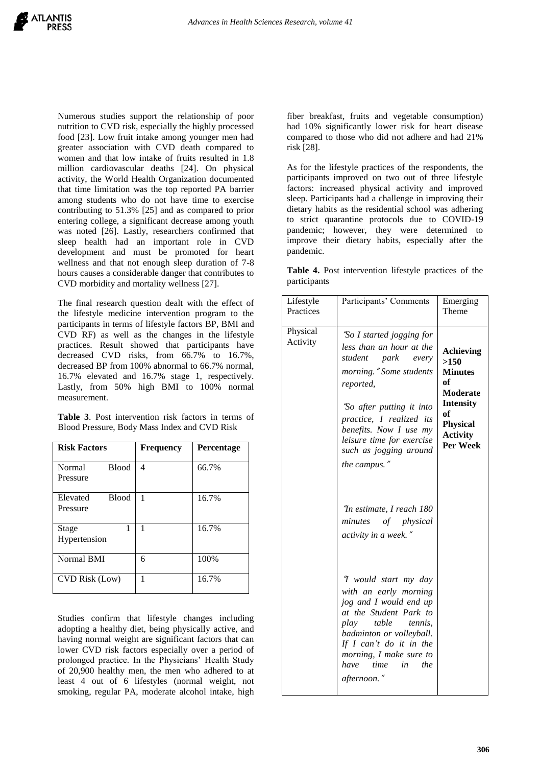Numerous studies support the relationship of poor nutrition to CVD risk, especially the highly processed food [23]. Low fruit intake among younger men had greater association with CVD death compared to women and that low intake of fruits resulted in 1.8 million cardiovascular deaths [24]. On physical activity, the World Health Organization documented that time limitation was the top reported PA barrier among students who do not have time to exercise contributing to 51.3% [25] and as compared to prior entering college, a significant decrease among youth was noted [26]. Lastly, researchers confirmed that sleep health had an important role in CVD development and must be promoted for heart wellness and that not enough sleep duration of 7-8 hours causes a considerable danger that contributes to CVD morbidity and mortality wellness [27].

The final research question dealt with the effect of the lifestyle medicine intervention program to the participants in terms of lifestyle factors BP, BMI and CVD RF) as well as the changes in the lifestyle practices. Result showed that participants have decreased CVD risks, from 66.7% to 16.7%, decreased BP from 100% abnormal to 66.7% normal, 16.7% elevated and 16.7% stage 1, respectively. Lastly, from 50% high BMI to 100% normal measurement.

**Table 3**. Post intervention risk factors in terms of Blood Pressure, Body Mass Index and CVD Risk

| Risk Factors | Frequency | Percentage |
|---|---|---|
| Normal Blood Pressure | 4 | 66.7% |
| Elevated Blood Pressure | 1 | 16.7% |
| Stage 1 Hypertension | 1 | 16.7% |
| Normal BMI | 6 | 100% |
| CVD Risk (Low) | 1 | 16.7% |

Studies confirm that lifestyle changes including adopting a healthy diet, being physically active, and having normal weight are significant factors that can lower CVD risk factors especially over a period of prolonged practice. In the Physicians' Health Study of 20,900 healthy men, the men who adhered to at least 4 out of 6 lifestyles (normal weight, not smoking, regular PA, moderate alcohol intake, high fiber breakfast, fruits and vegetable consumption) had 10% significantly lower risk for heart disease compared to those who did not adhere and had 21% risk [28].

As for the lifestyle practices of the respondents, the participants improved on two out of three lifestyle factors: increased physical activity and improved sleep. Participants had a challenge in improving their dietary habits as the residential school was adhering to strict quarantine protocols due to COVID-19 pandemic; however, they were determined to improve their dietary habits, especially after the pandemic.

**Table 4.** Post intervention lifestyle practices of the participants

| Lifestyle Practices | Participants' Comments | Emerging Theme |
|---|---|---|
| Physical Activity | *"So I started jogging for less than an hour at the student park every morning." Some students reported,* *"So after putting it into practice, I realized its benefits. Now I use my leisure time for exercise such as jogging around the campus."* *"In estimate, I reach 180 minutes of physical activity in a week."* *"I would start my day with an early morning jog and I would end up at the Student Park to play table tennis, badminton or volleyball. If I can't do it in the morning, I make sure to have time in the afternoon."* | **Achieving >150 Minutes of Moderate Intensity of Physical Activity Per Week** |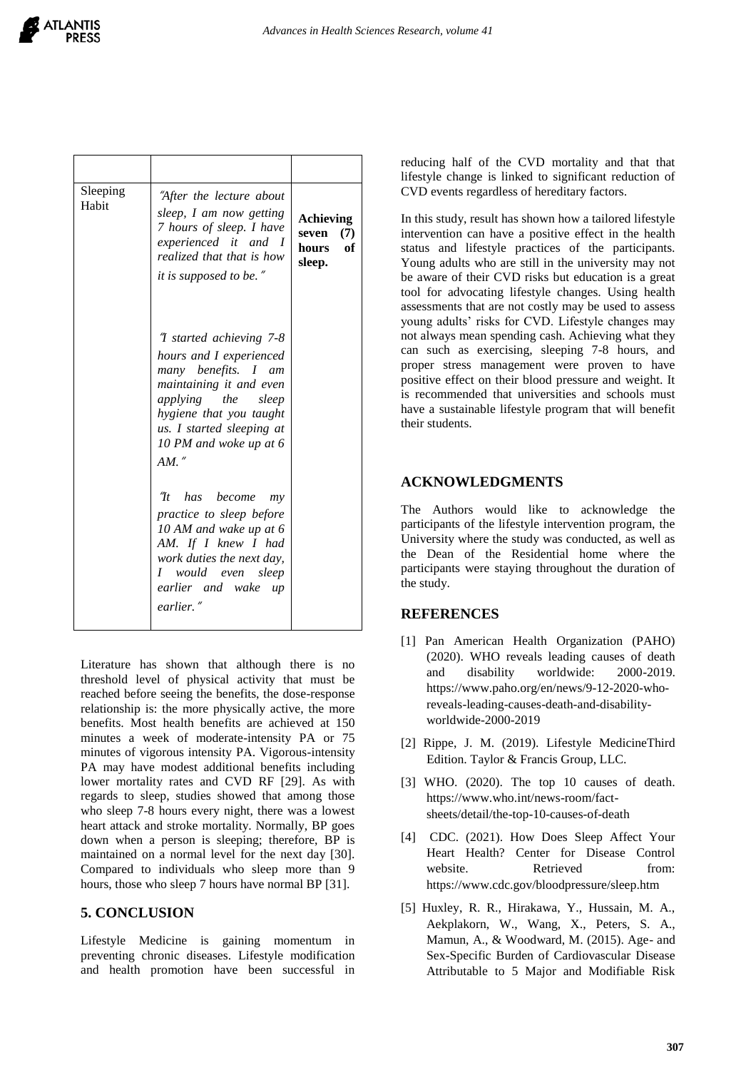| | | |
|---|---|---|
| Sleeping Habit | *"After the lecture about sleep, I am now getting 7 hours of sleep. I have experienced it and I realized that that is how it is supposed to be."* <br><br> *"I started achieving 7-8 hours and I experienced many benefits. I am maintaining it and even applying the sleep hygiene that you taught us. I started sleeping at 10 PM and woke up at 6 AM."* <br><br> *"It has become my practice to sleep before 10 AM and wake up at 6 AM. If I knew I had work duties the next day, I would even sleep earlier and wake up earlier."* | **Achieving seven (7) hours of sleep.** |

Literature has shown that although there is no threshold level of physical activity that must be reached before seeing the benefits, the dose-response relationship is: the more physically active, the more benefits. Most health benefits are achieved at 150 minutes a week of moderate-intensity PA or 75 minutes of vigorous intensity PA. Vigorous-intensity PA may have modest additional benefits including lower mortality rates and CVD RF [29]. As with regards to sleep, studies showed that among those who sleep 7-8 hours every night, there was a lowest heart attack and stroke mortality. Normally, BP goes down when a person is sleeping; therefore, BP is maintained on a normal level for the next day [30]. Compared to individuals who sleep more than 9 hours, those who sleep 7 hours have normal BP [31].

## 5. CONCLUSION

Lifestyle Medicine is gaining momentum in preventing chronic diseases. Lifestyle modification and health promotion have been successful in reducing half of the CVD mortality and that that lifestyle change is linked to significant reduction of CVD events regardless of hereditary factors.

In this study, result has shown how a tailored lifestyle intervention can have a positive effect in the health status and lifestyle practices of the participants. Young adults who are still in the university may not be aware of their CVD risks but education is a great tool for advocating lifestyle changes. Using health assessments that are not costly may be used to assess young adults' risks for CVD. Lifestyle changes may not always mean spending cash. Achieving what they can such as exercising, sleeping 7-8 hours, and proper stress management were proven to have positive effect on their blood pressure and weight. It is recommended that universities and schools must have a sustainable lifestyle program that will benefit their students.

## ACKNOWLEDGMENTS

The Authors would like to acknowledge the participants of the lifestyle intervention program, the University where the study was conducted, as well as the Dean of the Residential home where the participants were staying throughout the duration of the study.

## REFERENCES

[1] Pan American Health Organization (PAHO) (2020). WHO reveals leading causes of death and disability worldwide: 2000-2019. https://www.paho.org/en/news/9-12-2020-who-reveals-leading-causes-death-and-disability-worldwide-2000-2019

[2] Rippe, J. M. (2019). Lifestyle MedicineThird Edition. Taylor & Francis Group, LLC.

[3] WHO. (2020). The top 10 causes of death. https://www.who.int/news-room/fact-sheets/detail/the-top-10-causes-of-death

[4] CDC. (2021). How Does Sleep Affect Your Heart Health? Center for Disease Control website. Retrieved from: https://www.cdc.gov/bloodpressure/sleep.htm

[5] Huxley, R. R., Hirakawa, Y., Hussain, M. A., Aekplakorn, W., Wang, X., Peters, S. A., Mamun, A., & Woodward, M. (2015). Age- and Sex-Specific Burden of Cardiovascular Disease Attributable to 5 Major and Modifiable Risk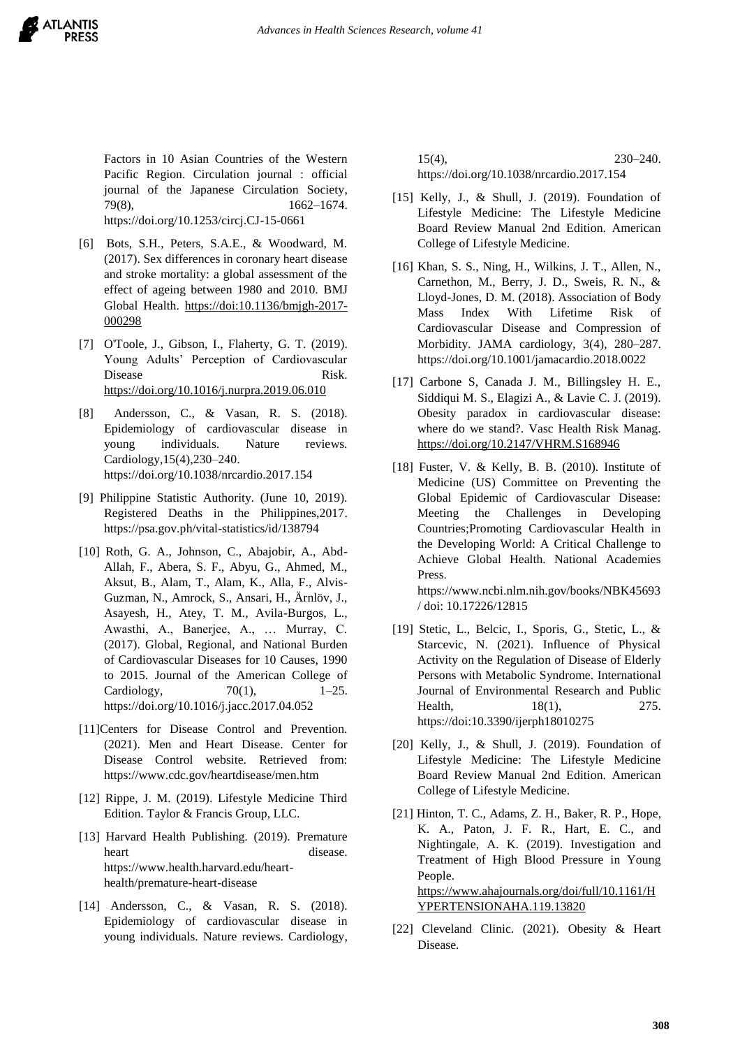Factors in 10 Asian Countries of the Western Pacific Region. Circulation journal : official journal of the Japanese Circulation Society, 79(8), 1662–1674. https://doi.org/10.1253/circj.CJ-15-0661

[6] Bots, S.H., Peters, S.A.E., & Woodward, M. (2017). Sex differences in coronary heart disease and stroke mortality: a global assessment of the effect of ageing between 1980 and 2010. BMJ Global Health. https://doi:10.1136/bmjgh-2017-000298

[7] O'Toole, J., Gibson, I., Flaherty, G. T. (2019). Young Adults' Perception of Cardiovascular Disease Risk. https://doi.org/10.1016/j.nurpra.2019.06.010

[8] Andersson, C., & Vasan, R. S. (2018). Epidemiology of cardiovascular disease in young individuals. Nature reviews. Cardiology,15(4),230–240. https://doi.org/10.1038/nrcardio.2017.154

[9] Philippine Statistic Authority. (June 10, 2019). Registered Deaths in the Philippines,2017. https://psa.gov.ph/vital-statistics/id/138794

[10] Roth, G. A., Johnson, C., Abajobir, A., Abd-Allah, F., Abera, S. F., Abyu, G., Ahmed, M., Aksut, B., Alam, T., Alam, K., Alla, F., Alvis-Guzman, N., Amrock, S., Ansari, H., Ärnlöv, J., Asayesh, H., Atey, T. M., Avila-Burgos, L., Awasthi, A., Banerjee, A., … Murray, C. (2017). Global, Regional, and National Burden of Cardiovascular Diseases for 10 Causes, 1990 to 2015. Journal of the American College of Cardiology, 70(1), 1–25. https://doi.org/10.1016/j.jacc.2017.04.052

[11]Centers for Disease Control and Prevention. (2021). Men and Heart Disease. Center for Disease Control website. Retrieved from: https://www.cdc.gov/heartdisease/men.htm

[12] Rippe, J. M. (2019). Lifestyle Medicine Third Edition. Taylor & Francis Group, LLC.

[13] Harvard Health Publishing. (2019). Premature heart disease. https://www.health.harvard.edu/heart-health/premature-heart-disease

[14] Andersson, C., & Vasan, R. S. (2018). Epidemiology of cardiovascular disease in young individuals. Nature reviews. Cardiology, 15(4), 230–240. https://doi.org/10.1038/nrcardio.2017.154

[15] Kelly, J., & Shull, J. (2019). Foundation of Lifestyle Medicine: The Lifestyle Medicine Board Review Manual 2nd Edition. American College of Lifestyle Medicine.

[16] Khan, S. S., Ning, H., Wilkins, J. T., Allen, N., Carnethon, M., Berry, J. D., Sweis, R. N., & Lloyd-Jones, D. M. (2018). Association of Body Mass Index With Lifetime Risk of Cardiovascular Disease and Compression of Morbidity. JAMA cardiology, 3(4), 280–287. https://doi.org/10.1001/jamacardio.2018.0022

[17] Carbone S, Canada J. M., Billingsley H. E., Siddiqui M. S., Elagizi A., & Lavie C. J. (2019). Obesity paradox in cardiovascular disease: where do we stand?. Vasc Health Risk Manag. https://doi.org/10.2147/VHRM.S168946

[18] Fuster, V. & Kelly, B. B. (2010). Institute of Medicine (US) Committee on Preventing the Global Epidemic of Cardiovascular Disease: Meeting the Challenges in Developing Countries;Promoting Cardiovascular Health in the Developing World: A Critical Challenge to Achieve Global Health. National Academies Press. https://www.ncbi.nlm.nih.gov/books/NBK45693 / doi: 10.17226/12815

[19] Stetic, L., Belcic, I., Sporis, G., Stetic, L., & Starcevic, N. (2021). Influence of Physical Activity on the Regulation of Disease of Elderly Persons with Metabolic Syndrome. International Journal of Environmental Research and Public Health, 18(1), 275. https://doi:10.3390/ijerph18010275

[20] Kelly, J., & Shull, J. (2019). Foundation of Lifestyle Medicine: The Lifestyle Medicine Board Review Manual 2nd Edition. American College of Lifestyle Medicine.

[21] Hinton, T. C., Adams, Z. H., Baker, R. P., Hope, K. A., Paton, J. F. R., Hart, E. C., and Nightingale, A. K. (2019). Investigation and Treatment of High Blood Pressure in Young People. https://www.ahajournals.org/doi/full/10.1161/HYPERTENSIONAHA.119.13820

[22] Cleveland Clinic. (2021). Obesity & Heart Disease.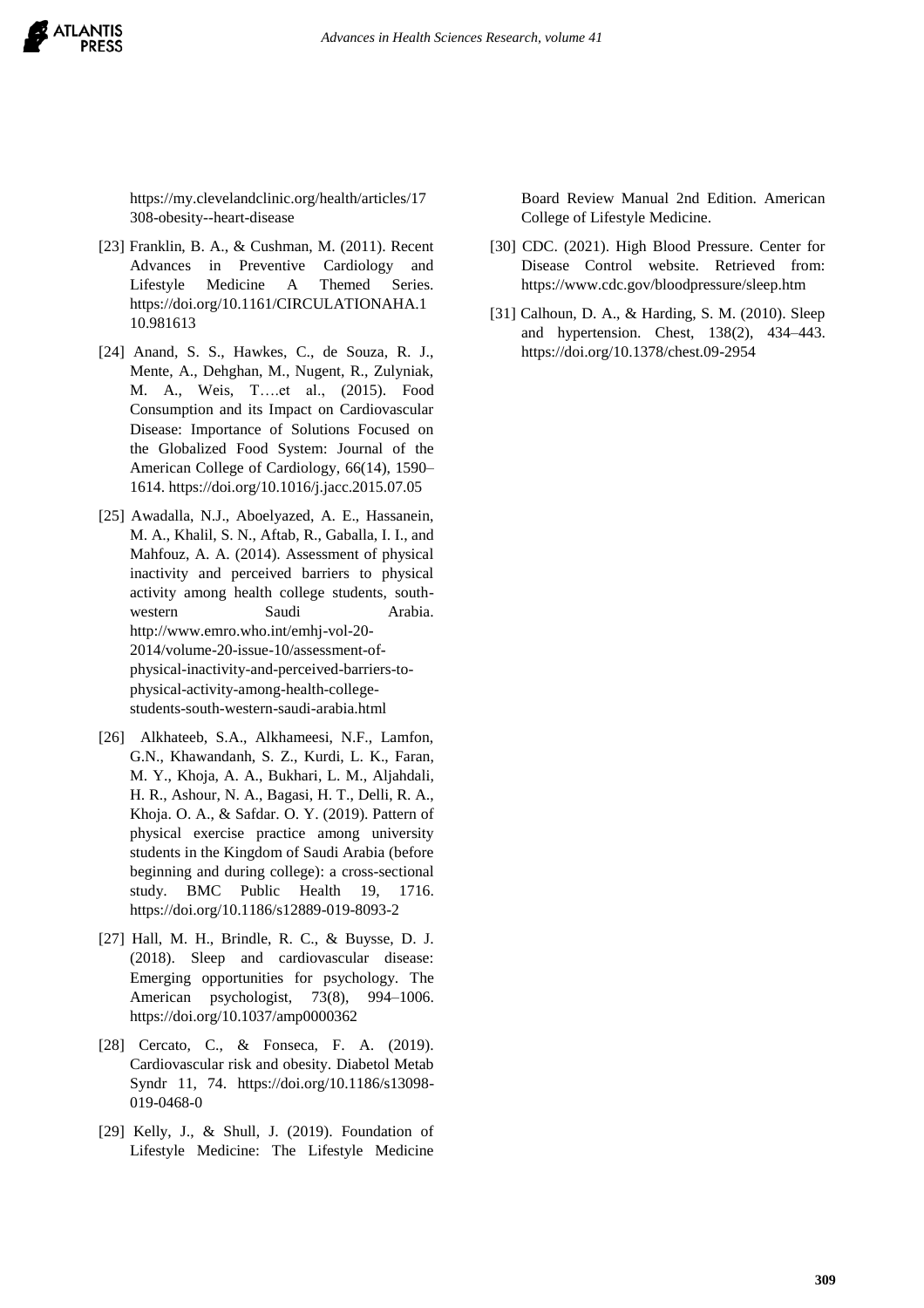https://my.clevelandclinic.org/health/articles/17308-obesity--heart-disease

[23] Franklin, B. A., & Cushman, M. (2011). Recent Advances in Preventive Cardiology and Lifestyle Medicine A Themed Series. https://doi.org/10.1161/CIRCULATIONAHA.110.981613

[24] Anand, S. S., Hawkes, C., de Souza, R. J., Mente, A., Dehghan, M., Nugent, R., Zulyniak, M. A., Weis, T….et al., (2015). Food Consumption and its Impact on Cardiovascular Disease: Importance of Solutions Focused on the Globalized Food System: Journal of the American College of Cardiology, 66(14), 1590–1614. https://doi.org/10.1016/j.jacc.2015.07.05

[25] Awadalla, N.J., Aboelyazed, A. E., Hassanein, M. A., Khalil, S. N., Aftab, R., Gaballa, I. I., and Mahfouz, A. A. (2014). Assessment of physical inactivity and perceived barriers to physical activity among health college students, south-western Saudi Arabia. http://www.emro.who.int/emhj-vol-20-2014/volume-20-issue-10/assessment-of-physical-inactivity-and-perceived-barriers-to-physical-activity-among-health-college-students-south-western-saudi-arabia.html

[26] Alkhateeb, S.A., Alkhameesi, N.F., Lamfon, G.N., Khawandanh, S. Z., Kurdi, L. K., Faran, M. Y., Khoja, A. A., Bukhari, L. M., Aljahdali, H. R., Ashour, N. A., Bagasi, H. T., Delli, R. A., Khoja. O. A., & Safdar. O. Y. (2019). Pattern of physical exercise practice among university students in the Kingdom of Saudi Arabia (before beginning and during college): a cross-sectional study. BMC Public Health 19, 1716. https://doi.org/10.1186/s12889-019-8093-2

[27] Hall, M. H., Brindle, R. C., & Buysse, D. J. (2018). Sleep and cardiovascular disease: Emerging opportunities for psychology. The American psychologist, 73(8), 994–1006. https://doi.org/10.1037/amp0000362

[28] Cercato, C., & Fonseca, F. A. (2019). Cardiovascular risk and obesity. Diabetol Metab Syndr 11, 74. https://doi.org/10.1186/s13098-019-0468-0

[29] Kelly, J., & Shull, J. (2019). Foundation of Lifestyle Medicine: The Lifestyle Medicine Board Review Manual 2nd Edition. American College of Lifestyle Medicine.

[30] CDC. (2021). High Blood Pressure. Center for Disease Control website. Retrieved from: https://www.cdc.gov/bloodpressure/sleep.htm

[31] Calhoun, D. A., & Harding, S. M. (2010). Sleep and hypertension. Chest, 138(2), 434–443. https://doi.org/10.1378/chest.09-2954